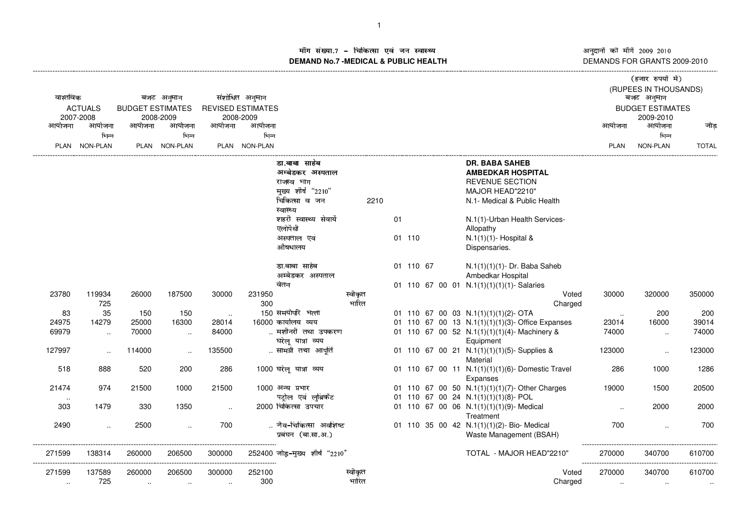**मॉग संख्या.7 – चिकित्सा एवं जन स्वास्थ्य**
**DEMAND No.7 -MEDICAL & PUBLIC HEALTH**

अनुदानों की माँगें 2009 2010
DEMANDS FOR GRANTS 2009-2010

(हजार रुपयों में)
(RUPEES IN THOUSANDS)

| वास्तविक ACTUALS 2007-2008 | | बजट अनुमान BUDGET ESTIMATES 2008-2009 | | संशोधित अनुमान REVISED ESTIMATES 2008-2009 | | | | | बजट अनुमान BUDGET ESTIMATES 2009-2010 | | |
|---|---|---|---|---|---|---|---|---|---|---|---|
| आयोजना PLAN | आयोजना भिन्न NON-PLAN | आयोजना PLAN | आयोजना भिन्न NON-PLAN | आयोजना PLAN | आयोजना भिन्न NON-PLAN | | | | आयोजना PLAN | आयोजना भिन्न NON-PLAN | जोड़ TOTAL |
| | | | | | | डा.बाबा साहेब अम्बेडकर अस्पताल | | DR. BABA SAHEB AMBEDKAR HOSPITAL | | | |
| | | | | | | राजस्व भाग | | REVENUE SECTION | | | |
| | | | | | | मुख्य शीर्ष "2210" | | MAJOR HEAD"2210" | | | |
| | | | | | | चिकित्सा व जन स्वास्थ्य | 2210 | N.1- Medical & Public Health | | | |
| | | | | | | शहरी स्वास्थ्य सेवायें एलोपैथी | 01 | N.1(1)-Urban Health Services-Allopathy | | | |
| | | | | | | अस्पताल एवं औषधालय | 01 110 | N.1(1)(1)- Hospital & Dispensaries. | | | |
| | | | | | | डा.बाबा साहेब अम्बेडकर अस्पताल | 01 110 67 | N.1(1)(1)(1)- Dr. Baba Saheb Ambedkar Hospital | | | |
| | | | | | | वेतन | 01 110 67 00 01 | N.1(1)(1)(1)(1)- Salaries | | | |
| 23780 | 119934 | 26000 | 187500 | 30000 | 231950 | स्वीकृत | | Voted | 30000 | 320000 | 350000 |
| | 725 | | | | 300 | भारित | | Charged | | | |
| 83 | 35 | 150 | 150 | .. | 150 | समयोपरि भत्ता | 01 110 67 00 03 | N.1(1)(1)(1)(2)- OTA | .. | 200 | 200 |
| 24975 | 14279 | 25000 | 16300 | 28014 | 16000 | कार्यालय व्यय | 01 110 67 00 13 | N.1(1)(1)(1)(3)- Office Expanses | 23014 | 16000 | 39014 |
| 69979 | .. | 70000 | .. | 84000 | .. | मशीनरी तथा उपकरण | 01 110 67 00 52 | N.1(1)(1)(1)(4)- Machinery & Equipment | 74000 | .. | 74000 |
| 127997 | .. | 114000 | .. | 135500 | .. | सामग्री तथा आपूर्ति | 01 110 67 00 21 | N.1(1)(1)(1)(5)- Supplies & Material | 123000 | .. | 123000 |
| 518 | 888 | 520 | 200 | 286 | 1000 | घरेलू यात्रा व्यय | 01 110 67 00 11 | N.1(1)(1)(1)(6)- Domestic Travel Expanses | 286 | 1000 | 1286 |
| 21474 | 974 | 21500 | 1000 | 21500 | 1000 | अन्य प्रभार | 01 110 67 00 50 | N.1(1)(1)(1)(7)- Other Charges | 19000 | 1500 | 20500 |
| .. | | | | | | पट्रोल एवं लुब्रिकेंट | 01 110 67 00 24 | N.1(1)(1)(1)(8)- POL | | | |
| 303 | 1479 | 330 | 1350 | .. | 2000 | चिकित्सा उपचार | 01 110 67 00 06 | N.1(1)(1)(1)(9)- Medical Treatment | .. | 2000 | 2000 |
| 2490 | .. | 2500 | .. | 700 | .. | जैव-चिकित्सा अवशिष्ट प्रबंधन (बा.सा.अ.) | 01 110 35 00 42 | N.1(1)(1)(2)- Bio- Medical Waste Management (BSAH) | 700 | .. | 700 |
| 271599 | 138314 | 260000 | 206500 | 300000 | 252400 | जोड़-मुख्य शीर्ष "2210" | | TOTAL - MAJOR HEAD"2210" | 270000 | 340700 | 610700 |
| 271599 | 137589 | 260000 | 206500 | 300000 | 252100 | स्वीकृत | | Voted | 270000 | 340700 | 610700 |
| .. | 725 | .. | .. | .. | 300 | भारित | | Charged | .. | .. | .. |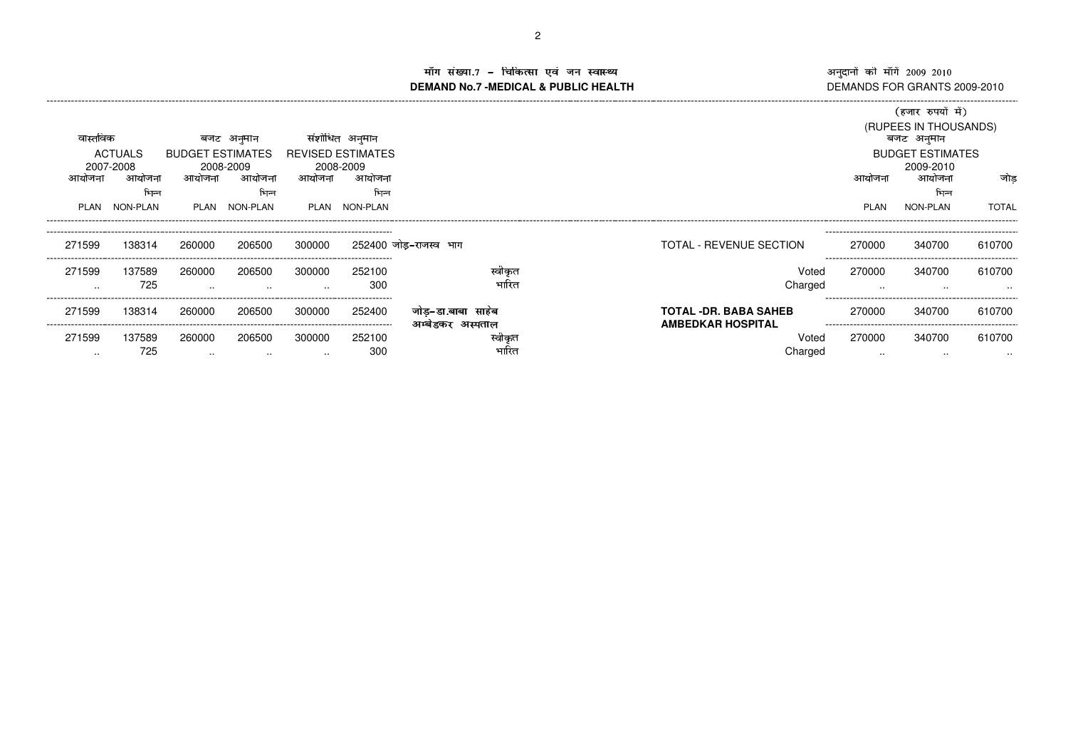**मॉंग संख्या.7 – चिकित्सा एवं जन स्वास्थ्य**
**DEMAND No.7 -MEDICAL & PUBLIC HEALTH**

अनुदानों की मॉंगें 2009 2010
DEMANDS FOR GRANTS 2009-2010

(हजार रुपयों में)
(RUPEES IN THOUSANDS)

| वास्तविक ACTUALS 2007-2008 | | बजट अनुमान BUDGET ESTIMATES 2008-2009 | | संशोधित अनुमान REVISED ESTIMATES 2008-2009 | | | | बजट अनुमान BUDGET ESTIMATES 2009-2010 | | |
|---|---|---|---|---|---|---|---|---|---|---|
| आयोजना PLAN | आयोजना भिन्न NON-PLAN | आयोजना PLAN | आयोजना भिन्न NON-PLAN | आयोजना PLAN | आयोजना भिन्न NON-PLAN | | | आयोजना PLAN | आयोजना भिन्न NON-PLAN | जोड़ TOTAL |
| 271599 | 138314 | 260000 | 206500 | 300000 | 252400 | जोड़–राजस्व भाग | TOTAL - REVENUE SECTION | 270000 | 340700 | 610700 |
| 271599 | 137589 | 260000 | 206500 | 300000 | 252100 | स्वीकृत | Voted | 270000 | 340700 | 610700 |
| .. | 725 | .. | .. | .. | 300 | भारित | Charged | .. | .. | .. |
| 271599 | 138314 | 260000 | 206500 | 300000 | 252400 | **जोड़–डा.बाबा साहेब अम्बेडकर अस्पताल** | **TOTAL -DR. BABA SAHEB AMBEDKAR HOSPITAL** | 270000 | 340700 | 610700 |
| 271599 | 137589 | 260000 | 206500 | 300000 | 252100 | स्वीकृत | Voted | 270000 | 340700 | 610700 |
| .. | 725 | .. | .. | .. | 300 | भारित | Charged | .. | .. | .. |